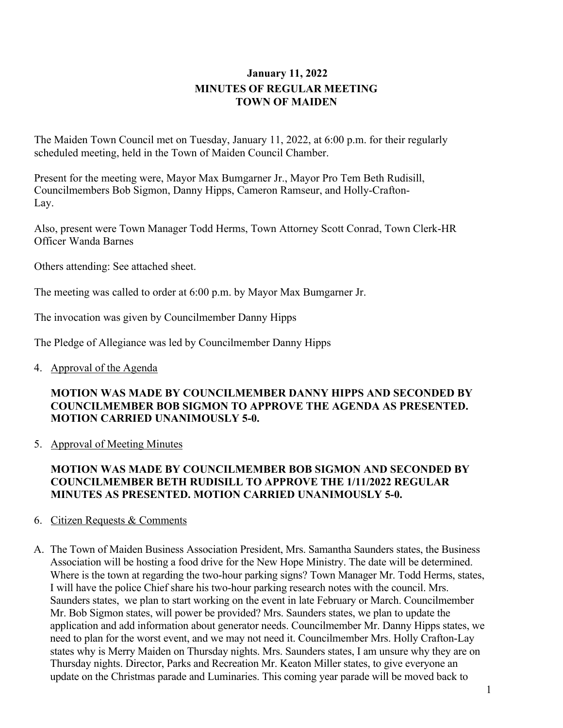# January 11, 2022
## MINUTES OF REGULAR MEETING
## TOWN OF MAIDEN

The Maiden Town Council met on Tuesday, January 11, 2022, at 6:00 p.m. for their regularly scheduled meeting, held in the Town of Maiden Council Chamber.

Present for the meeting were, Mayor Max Bumgarner Jr., Mayor Pro Tem Beth Rudisill, Councilmembers Bob Sigmon, Danny Hipps, Cameron Ramseur, and Holly-Crafton-Lay.

Also, present were Town Manager Todd Herms, Town Attorney Scott Conrad, Town Clerk-HR Officer Wanda Barnes

Others attending: See attached sheet.

The meeting was called to order at 6:00 p.m. by Mayor Max Bumgarner Jr.

The invocation was given by Councilmember Danny Hipps

The Pledge of Allegiance was led by Councilmember Danny Hipps

4. Approval of the Agenda

**MOTION WAS MADE BY COUNCILMEMBER DANNY HIPPS AND SECONDED BY COUNCILMEMBER BOB SIGMON TO APPROVE THE AGENDA AS PRESENTED. MOTION CARRIED UNANIMOUSLY 5-0.**

5. Approval of Meeting Minutes

**MOTION WAS MADE BY COUNCILMEMBER BOB SIGMON AND SECONDED BY COUNCILMEMBER BETH RUDISILL TO APPROVE THE 1/11/2022 REGULAR MINUTES AS PRESENTED. MOTION CARRIED UNANIMOUSLY 5-0.**

6. Citizen Requests & Comments

A. The Town of Maiden Business Association President, Mrs. Samantha Saunders states, the Business Association will be hosting a food drive for the New Hope Ministry. The date will be determined. Where is the town at regarding the two-hour parking signs? Town Manager Mr. Todd Herms, states, I will have the police Chief share his two-hour parking research notes with the council. Mrs. Saunders states, we plan to start working on the event in late February or March. Councilmember Mr. Bob Sigmon states, will power be provided? Mrs. Saunders states, we plan to update the application and add information about generator needs. Councilmember Mr. Danny Hipps states, we need to plan for the worst event, and we may not need it. Councilmember Mrs. Holly Crafton-Lay states why is Merry Maiden on Thursday nights. Mrs. Saunders states, I am unsure why they are on Thursday nights. Director, Parks and Recreation Mr. Keaton Miller states, to give everyone an update on the Christmas parade and Luminaries. This coming year parade will be moved back to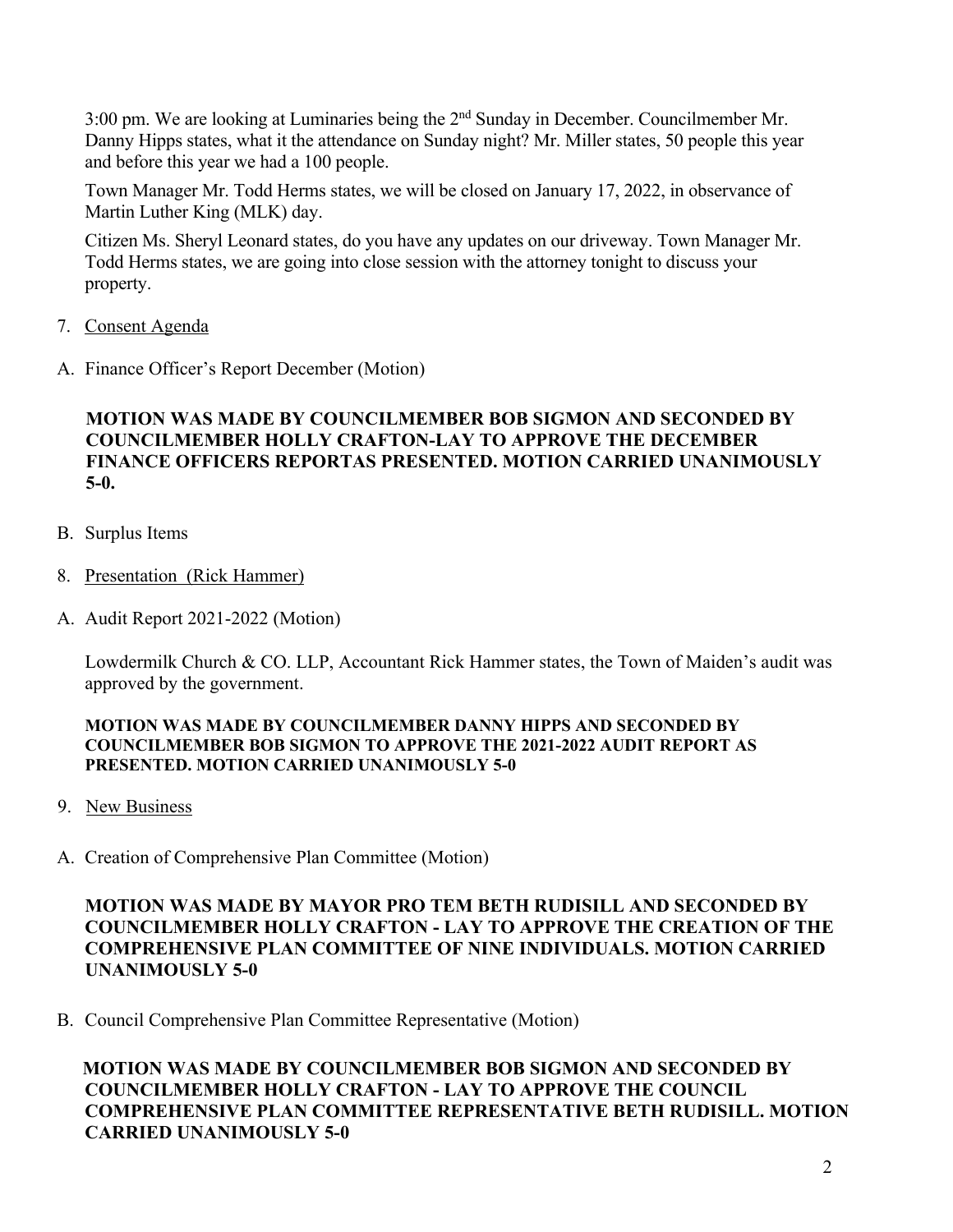3:00 pm. We are looking at Luminaries being the 2nd Sunday in December. Councilmember Mr. Danny Hipps states, what it the attendance on Sunday night? Mr. Miller states, 50 people this year and before this year we had a 100 people.

Town Manager Mr. Todd Herms states, we will be closed on January 17, 2022, in observance of Martin Luther King (MLK) day.

Citizen Ms. Sheryl Leonard states, do you have any updates on our driveway. Town Manager Mr. Todd Herms states, we are going into close session with the attorney tonight to discuss your property.

7. Consent Agenda

A. Finance Officer's Report December (Motion)

**MOTION WAS MADE BY COUNCILMEMBER BOB SIGMON AND SECONDED BY COUNCILMEMBER HOLLY CRAFTON-LAY TO APPROVE THE DECEMBER FINANCE OFFICERS REPORTAS PRESENTED. MOTION CARRIED UNANIMOUSLY 5-0.**

B. Surplus Items

8. Presentation (Rick Hammer)

A. Audit Report 2021-2022 (Motion)

Lowdermilk Church & CO. LLP, Accountant Rick Hammer states, the Town of Maiden's audit was approved by the government.

**MOTION WAS MADE BY COUNCILMEMBER DANNY HIPPS AND SECONDED BY COUNCILMEMBER BOB SIGMON TO APPROVE THE 2021-2022 AUDIT REPORT AS PRESENTED. MOTION CARRIED UNANIMOUSLY 5-0**

9. New Business

A. Creation of Comprehensive Plan Committee (Motion)

**MOTION WAS MADE BY MAYOR PRO TEM BETH RUDISILL AND SECONDED BY COUNCILMEMBER HOLLY CRAFTON - LAY TO APPROVE THE CREATION OF THE COMPREHENSIVE PLAN COMMITTEE OF NINE INDIVIDUALS. MOTION CARRIED UNANIMOUSLY 5-0**

B. Council Comprehensive Plan Committee Representative (Motion)

**MOTION WAS MADE BY COUNCILMEMBER BOB SIGMON AND SECONDED BY COUNCILMEMBER HOLLY CRAFTON - LAY TO APPROVE THE COUNCIL COMPREHENSIVE PLAN COMMITTEE REPRESENTATIVE BETH RUDISILL. MOTION CARRIED UNANIMOUSLY 5-0**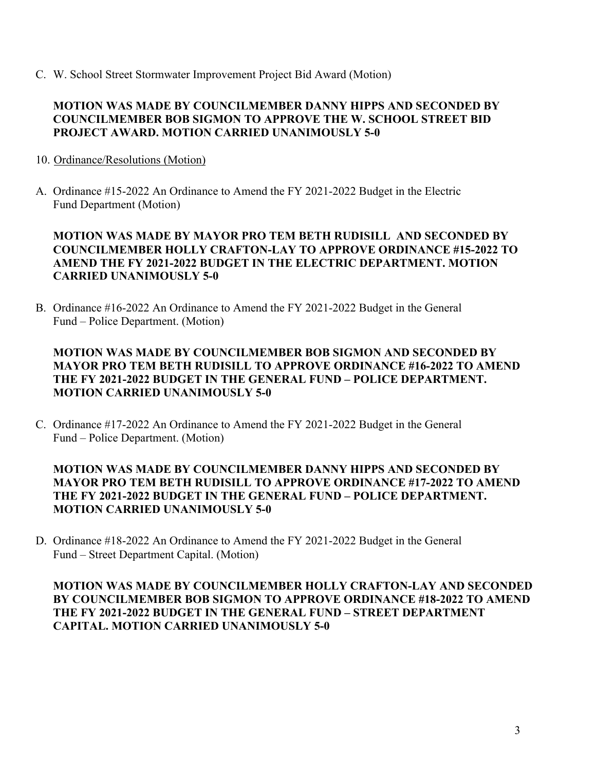C. W. School Street Stormwater Improvement Project Bid Award (Motion)

**MOTION WAS MADE BY COUNCILMEMBER DANNY HIPPS AND SECONDED BY COUNCILMEMBER BOB SIGMON TO APPROVE THE W. SCHOOL STREET BID PROJECT AWARD. MOTION CARRIED UNANIMOUSLY 5-0**

10. Ordinance/Resolutions (Motion)

A. Ordinance #15-2022 An Ordinance to Amend the FY 2021-2022 Budget in the Electric Fund Department (Motion)

**MOTION WAS MADE BY MAYOR PRO TEM BETH RUDISILL AND SECONDED BY COUNCILMEMBER HOLLY CRAFTON-LAY TO APPROVE ORDINANCE #15-2022 TO AMEND THE FY 2021-2022 BUDGET IN THE ELECTRIC DEPARTMENT. MOTION CARRIED UNANIMOUSLY 5-0**

B. Ordinance #16-2022 An Ordinance to Amend the FY 2021-2022 Budget in the General Fund – Police Department. (Motion)

**MOTION WAS MADE BY COUNCILMEMBER BOB SIGMON AND SECONDED BY MAYOR PRO TEM BETH RUDISILL TO APPROVE ORDINANCE #16-2022 TO AMEND THE FY 2021-2022 BUDGET IN THE GENERAL FUND – POLICE DEPARTMENT. MOTION CARRIED UNANIMOUSLY 5-0**

C. Ordinance #17-2022 An Ordinance to Amend the FY 2021-2022 Budget in the General Fund – Police Department. (Motion)

**MOTION WAS MADE BY COUNCILMEMBER DANNY HIPPS AND SECONDED BY MAYOR PRO TEM BETH RUDISILL TO APPROVE ORDINANCE #17-2022 TO AMEND THE FY 2021-2022 BUDGET IN THE GENERAL FUND – POLICE DEPARTMENT. MOTION CARRIED UNANIMOUSLY 5-0**

D. Ordinance #18-2022 An Ordinance to Amend the FY 2021-2022 Budget in the General Fund – Street Department Capital. (Motion)

**MOTION WAS MADE BY COUNCILMEMBER HOLLY CRAFTON-LAY AND SECONDED BY COUNCILMEMBER BOB SIGMON TO APPROVE ORDINANCE #18-2022 TO AMEND THE FY 2021-2022 BUDGET IN THE GENERAL FUND – STREET DEPARTMENT CAPITAL. MOTION CARRIED UNANIMOUSLY 5-0**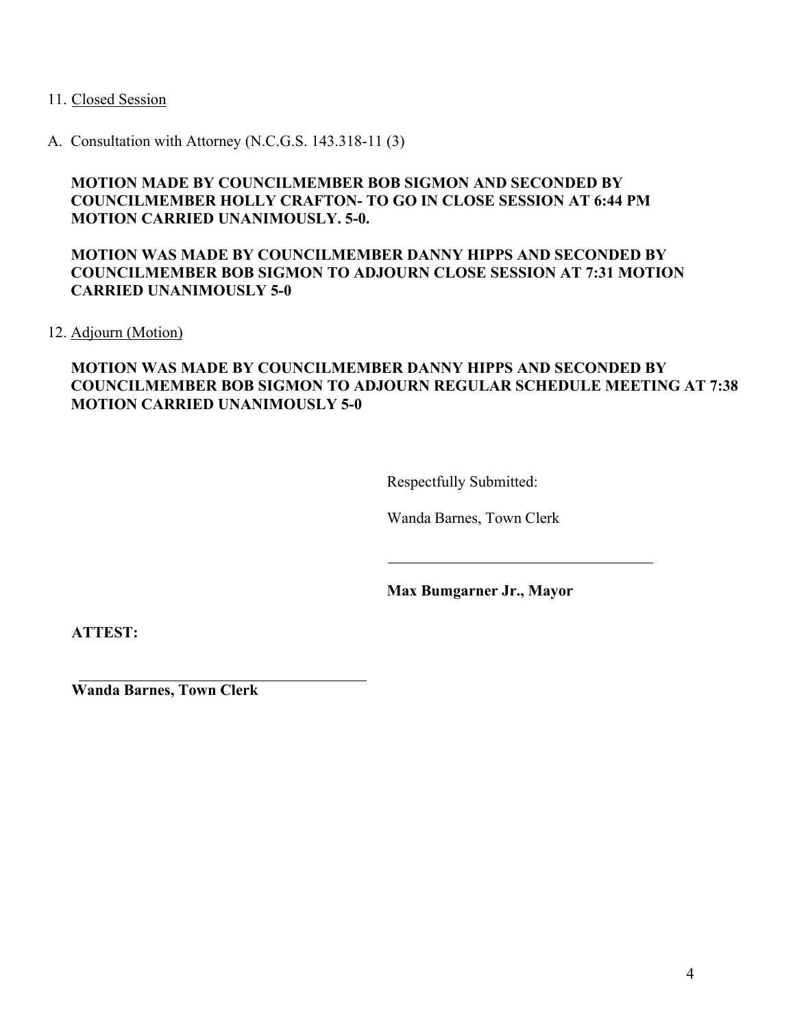11. Closed Session

A. Consultation with Attorney (N.C.G.S. 143.318-11 (3)

**MOTION MADE BY COUNCILMEMBER BOB SIGMON AND SECONDED BY COUNCILMEMBER HOLLY CRAFTON- TO GO IN CLOSE SESSION AT 6:44 PM MOTION CARRIED UNANIMOUSLY. 5-0.**

**MOTION WAS MADE BY COUNCILMEMBER DANNY HIPPS AND SECONDED BY COUNCILMEMBER BOB SIGMON TO ADJOURN CLOSE SESSION AT 7:31 MOTION CARRIED UNANIMOUSLY 5-0**

12. Adjourn (Motion)

**MOTION WAS MADE BY COUNCILMEMBER DANNY HIPPS AND SECONDED BY COUNCILMEMBER BOB SIGMON TO ADJOURN REGULAR SCHEDULE MEETING AT 7:38 MOTION CARRIED UNANIMOUSLY 5-0**

Respectfully Submitted:

Wanda Barnes, Town Clerk

\_\_\_\_\_\_\_\_\_\_\_\_\_\_\_\_\_\_\_\_\_\_\_\_\_\_\_\_\_\_\_\_\_\_\_

**Max Bumgarner Jr., Mayor**

**ATTEST:**

\_\_\_\_\_\_\_\_\_\_\_\_\_\_\_\_\_\_\_\_\_\_\_\_\_\_\_\_\_\_\_\_\_\_\_

**Wanda Barnes, Town Clerk**